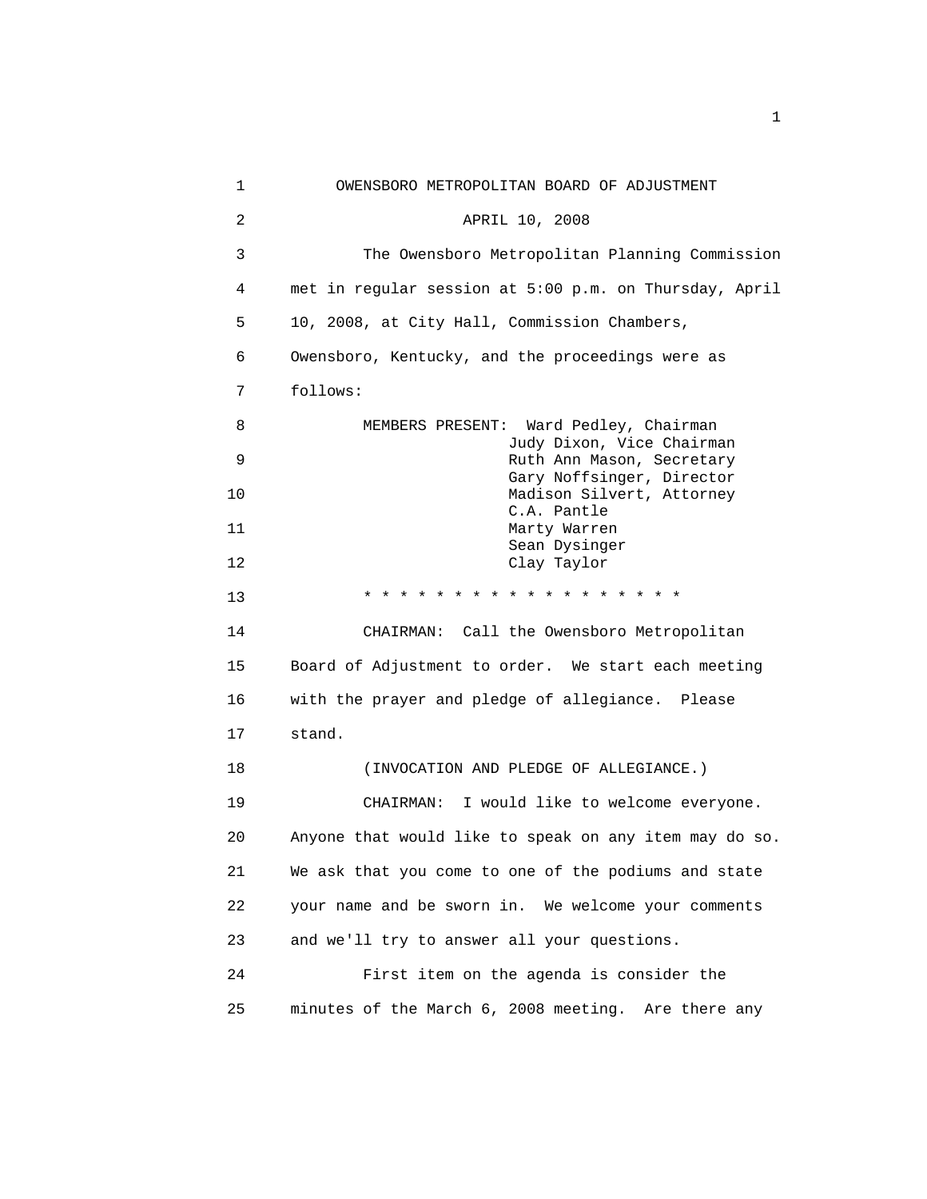OWENSBORO METROPOLITAN BOARD OF ADJUSTMENT

APRIL 10, 2008

The Owensboro Metropolitan Planning Commission met in regular session at 5:00 p.m. on Thursday, April 10, 2008, at City Hall, Commission Chambers, Owensboro, Kentucky, and the proceedings were as follows:

MEMBERS PRESENT:
- Ward Pedley, Chairman
- Judy Dixon, Vice Chairman
- Ruth Ann Mason, Secretary
- Gary Noffsinger, Director
- Madison Silvert, Attorney
- C.A. Pantle
- Marty Warren
- Sean Dysinger
- Clay Taylor

* * * * * * * * * * * * * * * * * * *

CHAIRMAN: Call the Owensboro Metropolitan Board of Adjustment to order. We start each meeting with the prayer and pledge of allegiance. Please stand.

(INVOCATION AND PLEDGE OF ALLEGIANCE.)

CHAIRMAN: I would like to welcome everyone. Anyone that would like to speak on any item may do so. We ask that you come to one of the podiums and state your name and be sworn in. We welcome your comments and we'll try to answer all your questions.

First item on the agenda is consider the minutes of the March 6, 2008 meeting. Are there any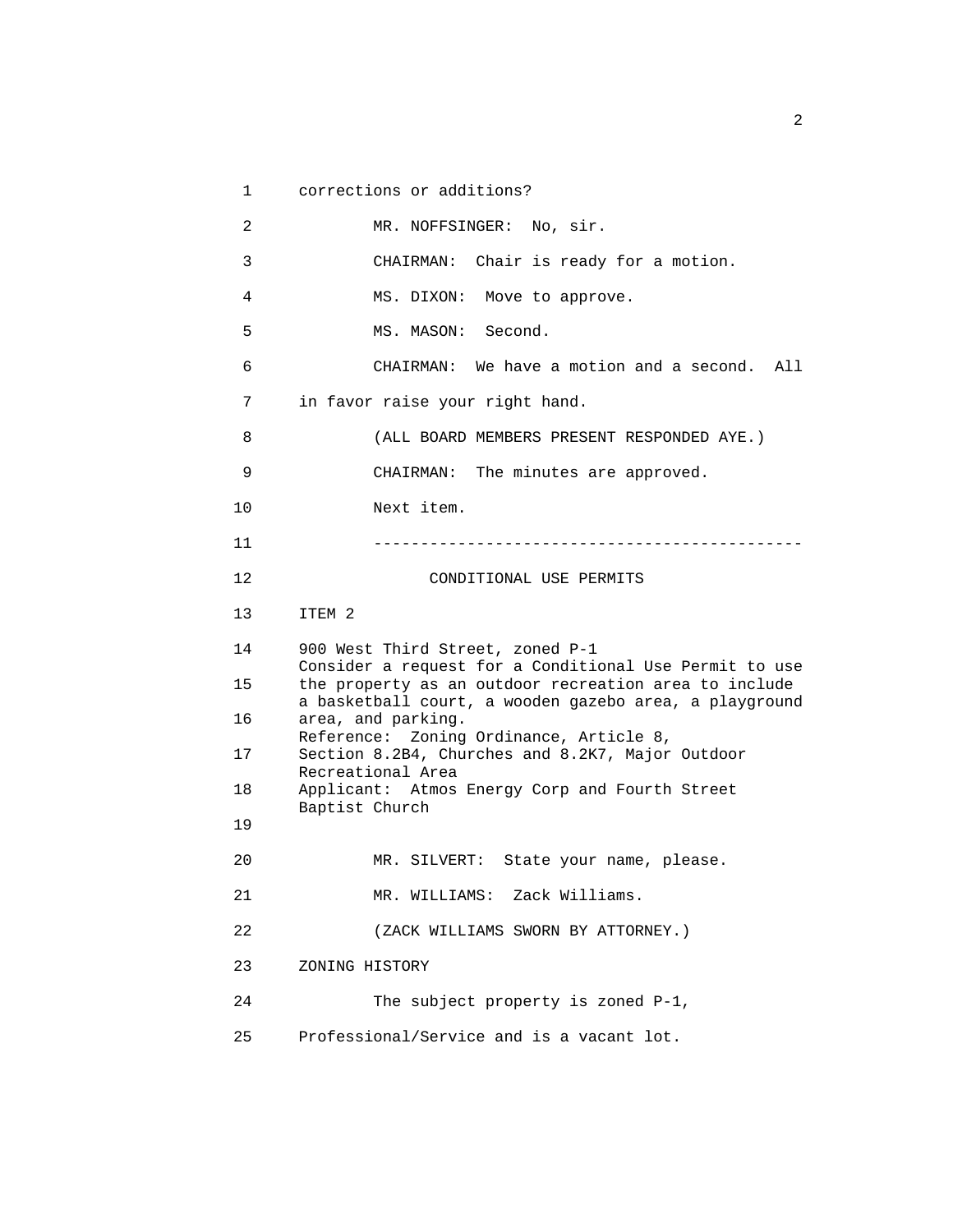corrections or additions?

MR. NOFFSINGER: No, sir.

CHAIRMAN: Chair is ready for a motion.

MS. DIXON: Move to approve.

MS. MASON: Second.

CHAIRMAN: We have a motion and a second. All in favor raise your right hand.

(ALL BOARD MEMBERS PRESENT RESPONDED AYE.)

CHAIRMAN: The minutes are approved.

Next item.

---

CONDITIONAL USE PERMITS

ITEM 2

900 West Third Street, zoned P-1
Consider a request for a Conditional Use Permit to use the property as an outdoor recreation area to include a basketball court, a wooden gazebo area, a playground area, and parking.
Reference: Zoning Ordinance, Article 8, Section 8.2B4, Churches and 8.2K7, Major Outdoor Recreational Area
Applicant: Atmos Energy Corp and Fourth Street Baptist Church

MR. SILVERT: State your name, please.

MR. WILLIAMS: Zack Williams.

(ZACK WILLIAMS SWORN BY ATTORNEY.)

ZONING HISTORY

The subject property is zoned P-1, Professional/Service and is a vacant lot.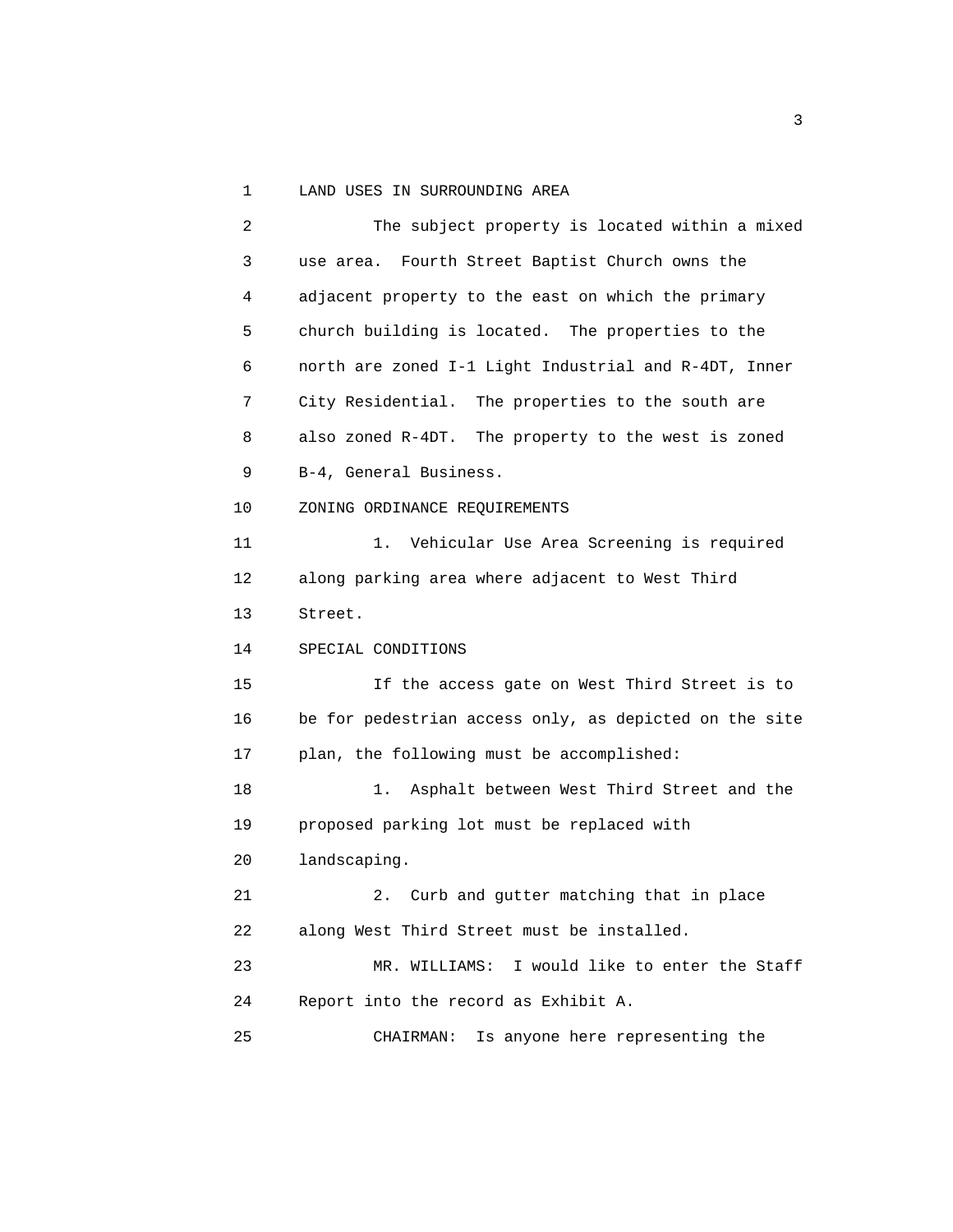LAND USES IN SURROUNDING AREA

The subject property is located within a mixed use area. Fourth Street Baptist Church owns the adjacent property to the east on which the primary church building is located. The properties to the north are zoned I-1 Light Industrial and R-4DT, Inner City Residential. The properties to the south are also zoned R-4DT. The property to the west is zoned B-4, General Business.

ZONING ORDINANCE REQUIREMENTS

1. Vehicular Use Area Screening is required along parking area where adjacent to West Third Street.

SPECIAL CONDITIONS

If the access gate on West Third Street is to be for pedestrian access only, as depicted on the site plan, the following must be accomplished:

1. Asphalt between West Third Street and the proposed parking lot must be replaced with landscaping.

2. Curb and gutter matching that in place along West Third Street must be installed.

MR. WILLIAMS: I would like to enter the Staff Report into the record as Exhibit A.

CHAIRMAN: Is anyone here representing the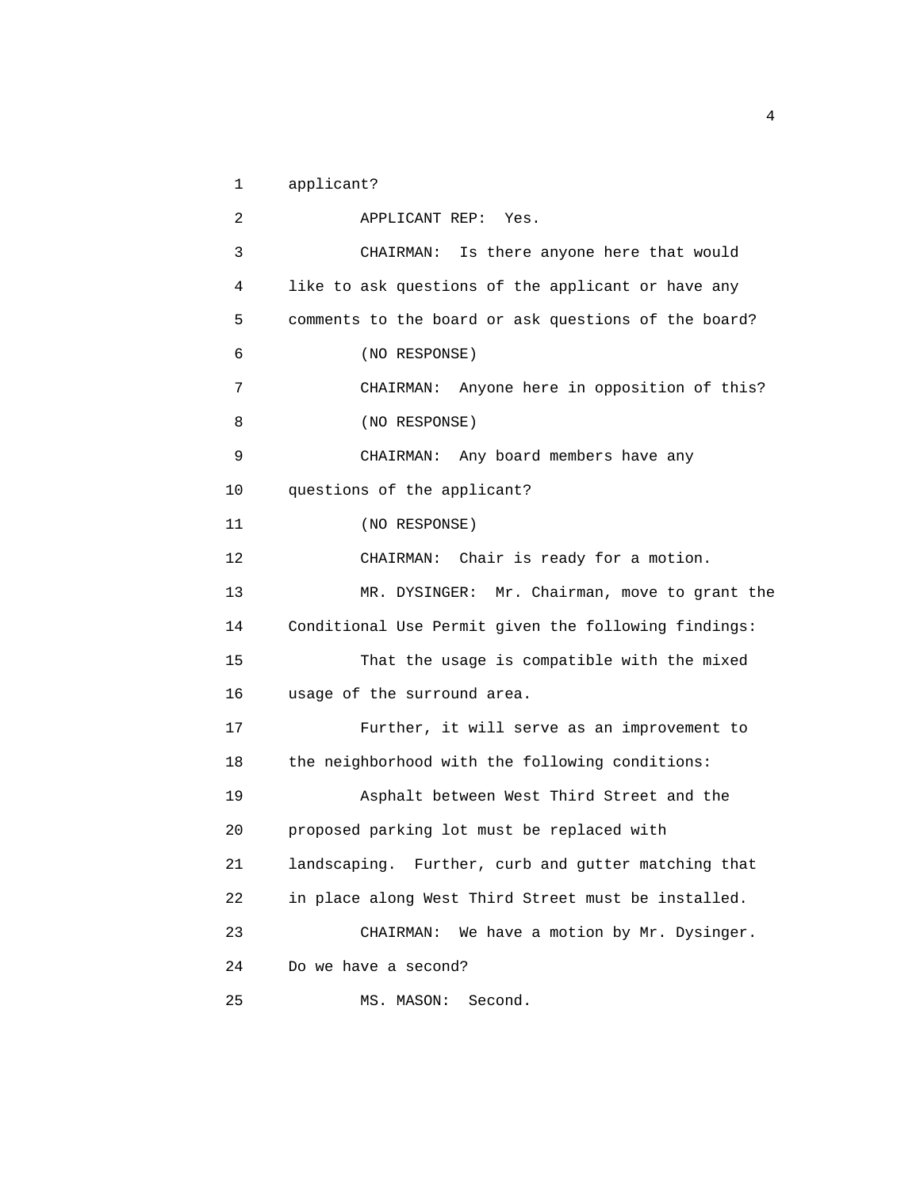applicant?

APPLICANT REP: Yes.

CHAIRMAN: Is there anyone here that would like to ask questions of the applicant or have any comments to the board or ask questions of the board?

(NO RESPONSE)

CHAIRMAN: Anyone here in opposition of this?

(NO RESPONSE)

CHAIRMAN: Any board members have any questions of the applicant?

(NO RESPONSE)

CHAIRMAN: Chair is ready for a motion.

MR. DYSINGER: Mr. Chairman, move to grant the Conditional Use Permit given the following findings:

That the usage is compatible with the mixed usage of the surround area.

Further, it will serve as an improvement to the neighborhood with the following conditions:

Asphalt between West Third Street and the proposed parking lot must be replaced with landscaping. Further, curb and gutter matching that in place along West Third Street must be installed.

CHAIRMAN: We have a motion by Mr. Dysinger. Do we have a second?

MS. MASON: Second.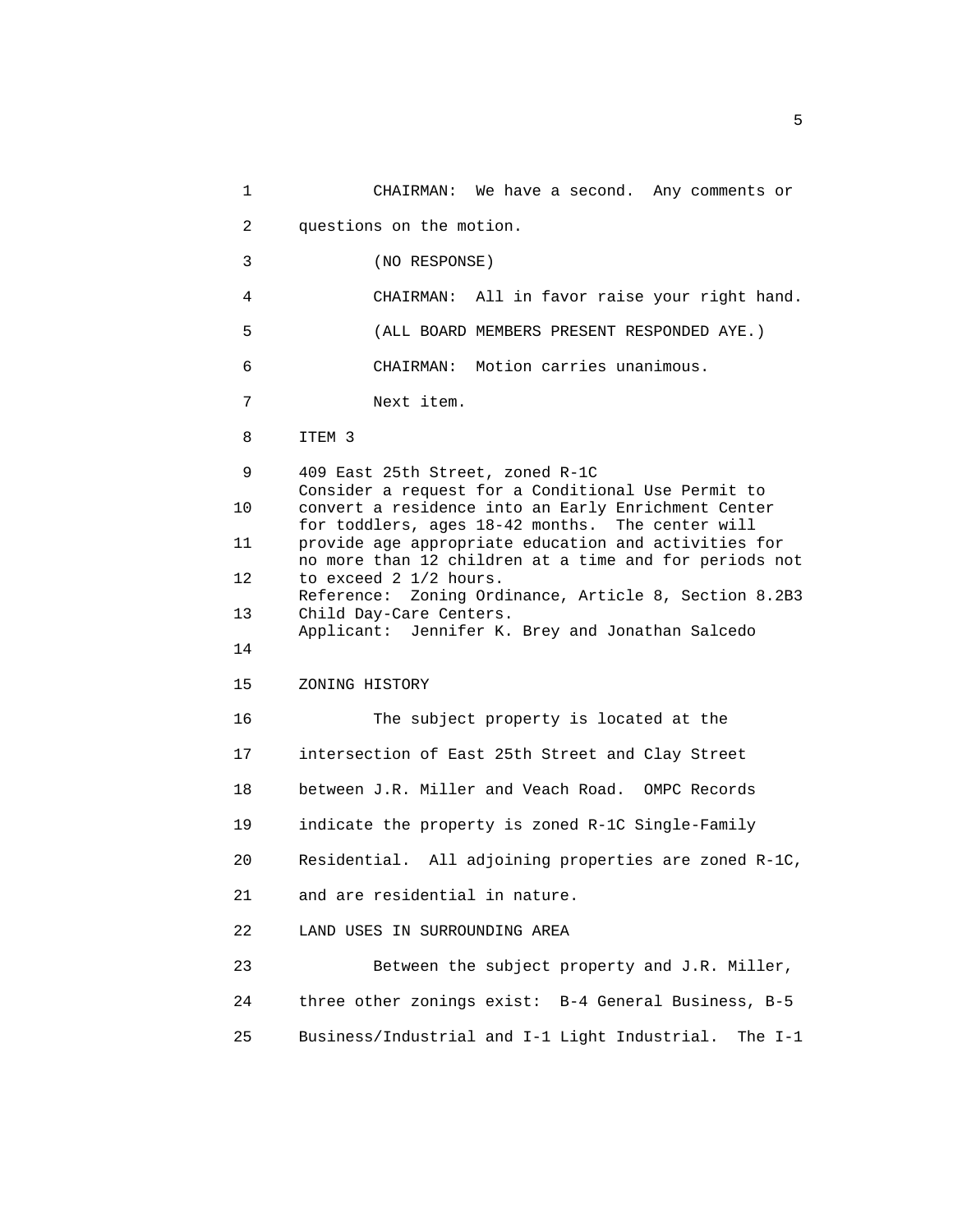CHAIRMAN: We have a second. Any comments or questions on the motion.

(NO RESPONSE)

CHAIRMAN: All in favor raise your right hand.

(ALL BOARD MEMBERS PRESENT RESPONDED AYE.)

CHAIRMAN: Motion carries unanimous.

Next item.

ITEM 3

409 East 25th Street, zoned R-1C
Consider a request for a Conditional Use Permit to convert a residence into an Early Enrichment Center for toddlers, ages 18-42 months. The center will provide age appropriate education and activities for no more than 12 children at a time and for periods not to exceed 2 1/2 hours.
Reference: Zoning Ordinance, Article 8, Section 8.2B3 Child Day-Care Centers.
Applicant: Jennifer K. Brey and Jonathan Salcedo

ZONING HISTORY

The subject property is located at the intersection of East 25th Street and Clay Street between J.R. Miller and Veach Road. OMPC Records indicate the property is zoned R-1C Single-Family Residential. All adjoining properties are zoned R-1C, and are residential in nature.

LAND USES IN SURROUNDING AREA

Between the subject property and J.R. Miller, three other zonings exist: B-4 General Business, B-5 Business/Industrial and I-1 Light Industrial. The I-1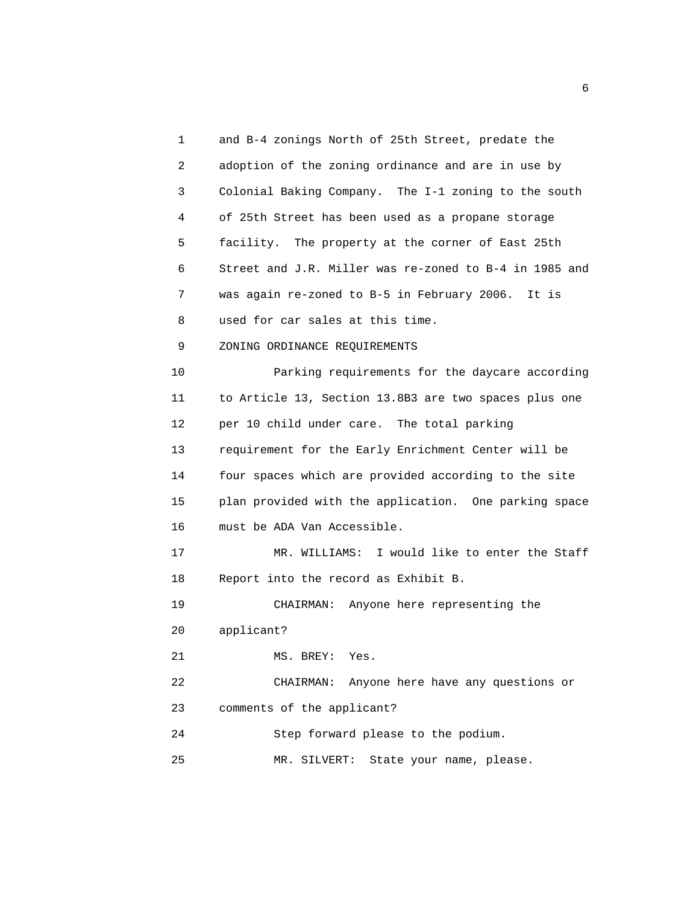and B-4 zonings North of 25th Street, predate the adoption of the zoning ordinance and are in use by Colonial Baking Company. The I-1 zoning to the south of 25th Street has been used as a propane storage facility. The property at the corner of East 25th Street and J.R. Miller was re-zoned to B-4 in 1985 and was again re-zoned to B-5 in February 2006. It is used for car sales at this time.

ZONING ORDINANCE REQUIREMENTS

Parking requirements for the daycare according to Article 13, Section 13.8B3 are two spaces plus one per 10 child under care. The total parking requirement for the Early Enrichment Center will be four spaces which are provided according to the site plan provided with the application. One parking space must be ADA Van Accessible.

MR. WILLIAMS: I would like to enter the Staff Report into the record as Exhibit B.

CHAIRMAN: Anyone here representing the applicant?

MS. BREY: Yes.

CHAIRMAN: Anyone here have any questions or comments of the applicant?

Step forward please to the podium.

MR. SILVERT: State your name, please.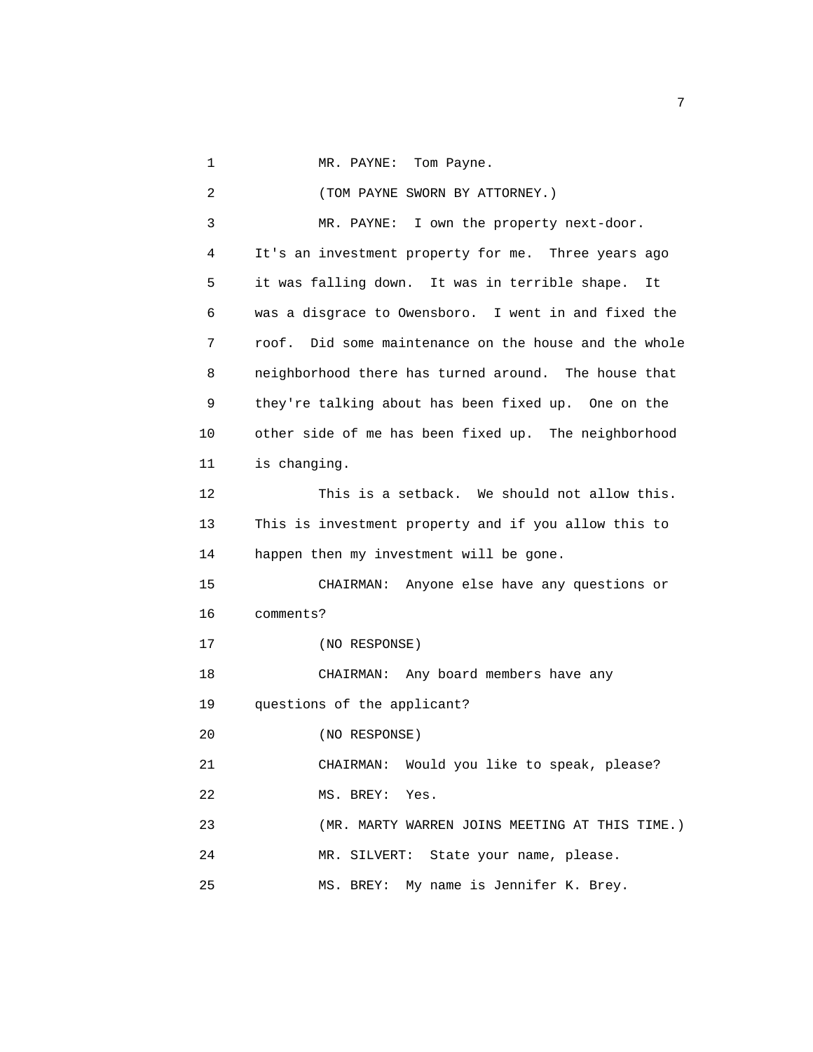MR. PAYNE: Tom Payne.

(TOM PAYNE SWORN BY ATTORNEY.)

MR. PAYNE: I own the property next-door. It's an investment property for me. Three years ago it was falling down. It was in terrible shape. It was a disgrace to Owensboro. I went in and fixed the roof. Did some maintenance on the house and the whole neighborhood there has turned around. The house that they're talking about has been fixed up. One on the other side of me has been fixed up. The neighborhood is changing.

This is a setback. We should not allow this. This is investment property and if you allow this to happen then my investment will be gone.

CHAIRMAN: Anyone else have any questions or comments?

(NO RESPONSE)

CHAIRMAN: Any board members have any questions of the applicant?

(NO RESPONSE)

CHAIRMAN: Would you like to speak, please?

MS. BREY: Yes.

(MR. MARTY WARREN JOINS MEETING AT THIS TIME.)

MR. SILVERT: State your name, please.

MS. BREY: My name is Jennifer K. Brey.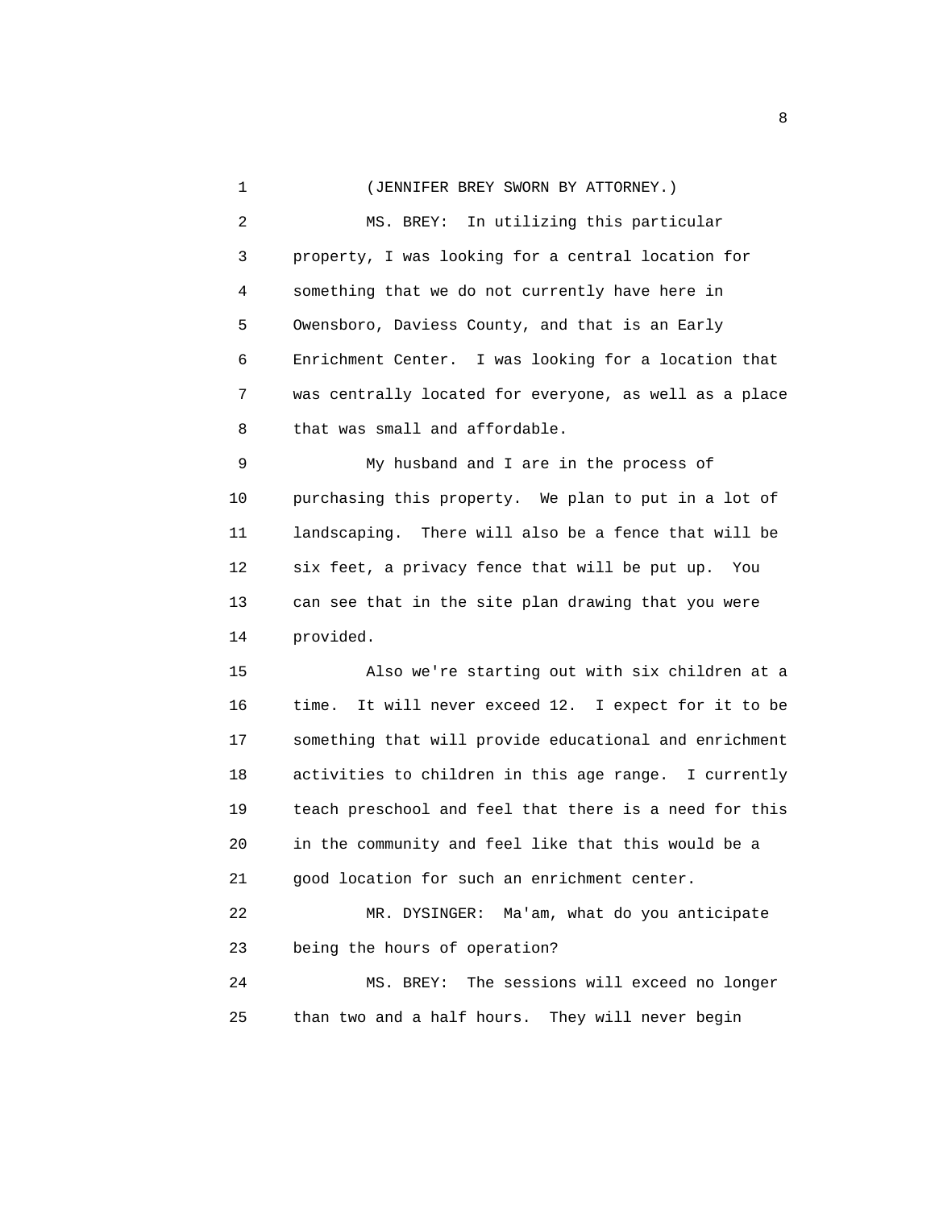(JENNIFER BREY SWORN BY ATTORNEY.)

MS. BREY: In utilizing this particular property, I was looking for a central location for something that we do not currently have here in Owensboro, Daviess County, and that is an Early Enrichment Center. I was looking for a location that was centrally located for everyone, as well as a place that was small and affordable.

My husband and I are in the process of purchasing this property. We plan to put in a lot of landscaping. There will also be a fence that will be six feet, a privacy fence that will be put up. You can see that in the site plan drawing that you were provided.

Also we're starting out with six children at a time. It will never exceed 12. I expect for it to be something that will provide educational and enrichment activities to children in this age range. I currently teach preschool and feel that there is a need for this in the community and feel like that this would be a good location for such an enrichment center.

MR. DYSINGER: Ma'am, what do you anticipate being the hours of operation?

MS. BREY: The sessions will exceed no longer than two and a half hours. They will never begin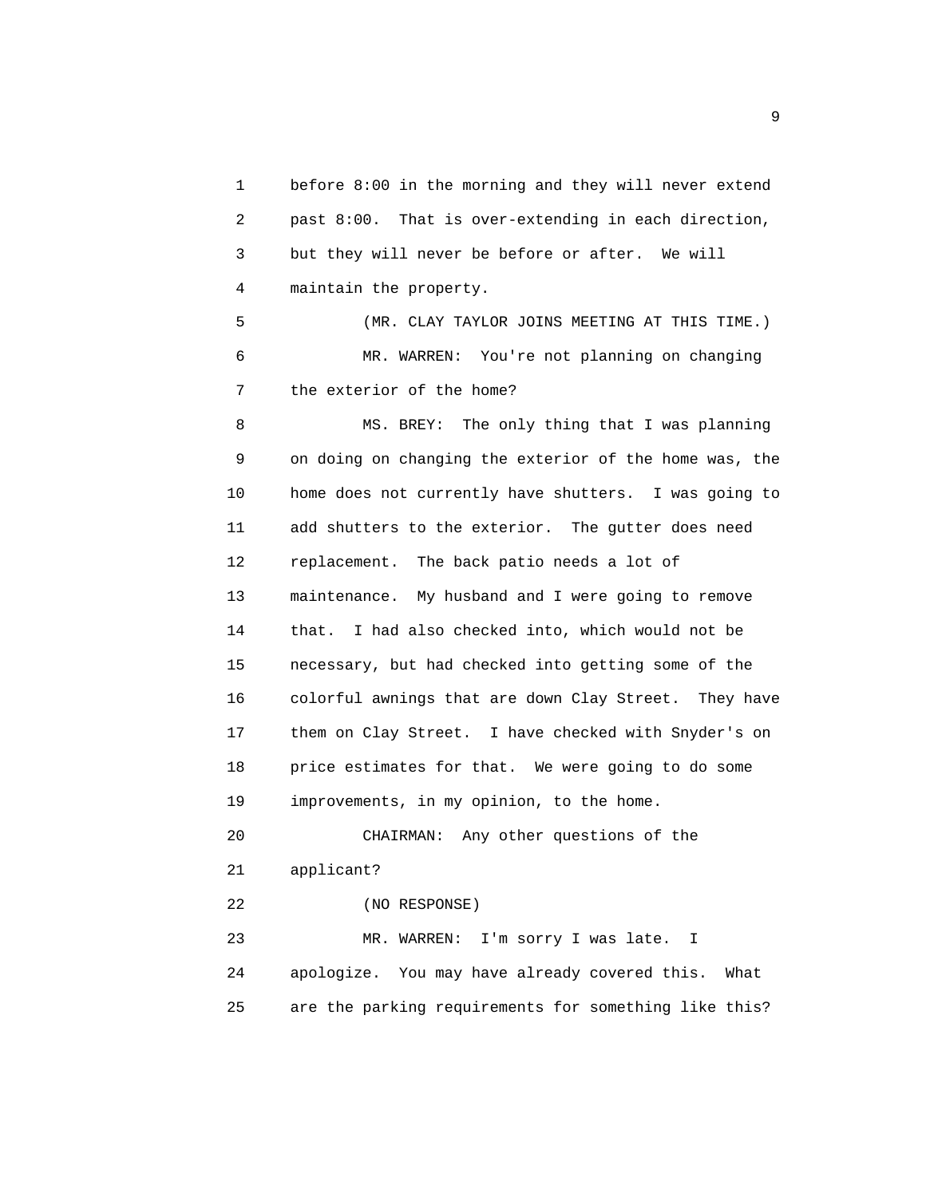before 8:00 in the morning and they will never extend past 8:00. That is over-extending in each direction, but they will never be before or after. We will maintain the property.

(MR. CLAY TAYLOR JOINS MEETING AT THIS TIME.)

MR. WARREN: You're not planning on changing the exterior of the home?

MS. BREY: The only thing that I was planning on doing on changing the exterior of the home was, the home does not currently have shutters. I was going to add shutters to the exterior. The gutter does need replacement. The back patio needs a lot of maintenance. My husband and I were going to remove that. I had also checked into, which would not be necessary, but had checked into getting some of the colorful awnings that are down Clay Street. They have them on Clay Street. I have checked with Snyder's on price estimates for that. We were going to do some improvements, in my opinion, to the home.

CHAIRMAN: Any other questions of the applicant?

(NO RESPONSE)

MR. WARREN: I'm sorry I was late. I apologize. You may have already covered this. What are the parking requirements for something like this?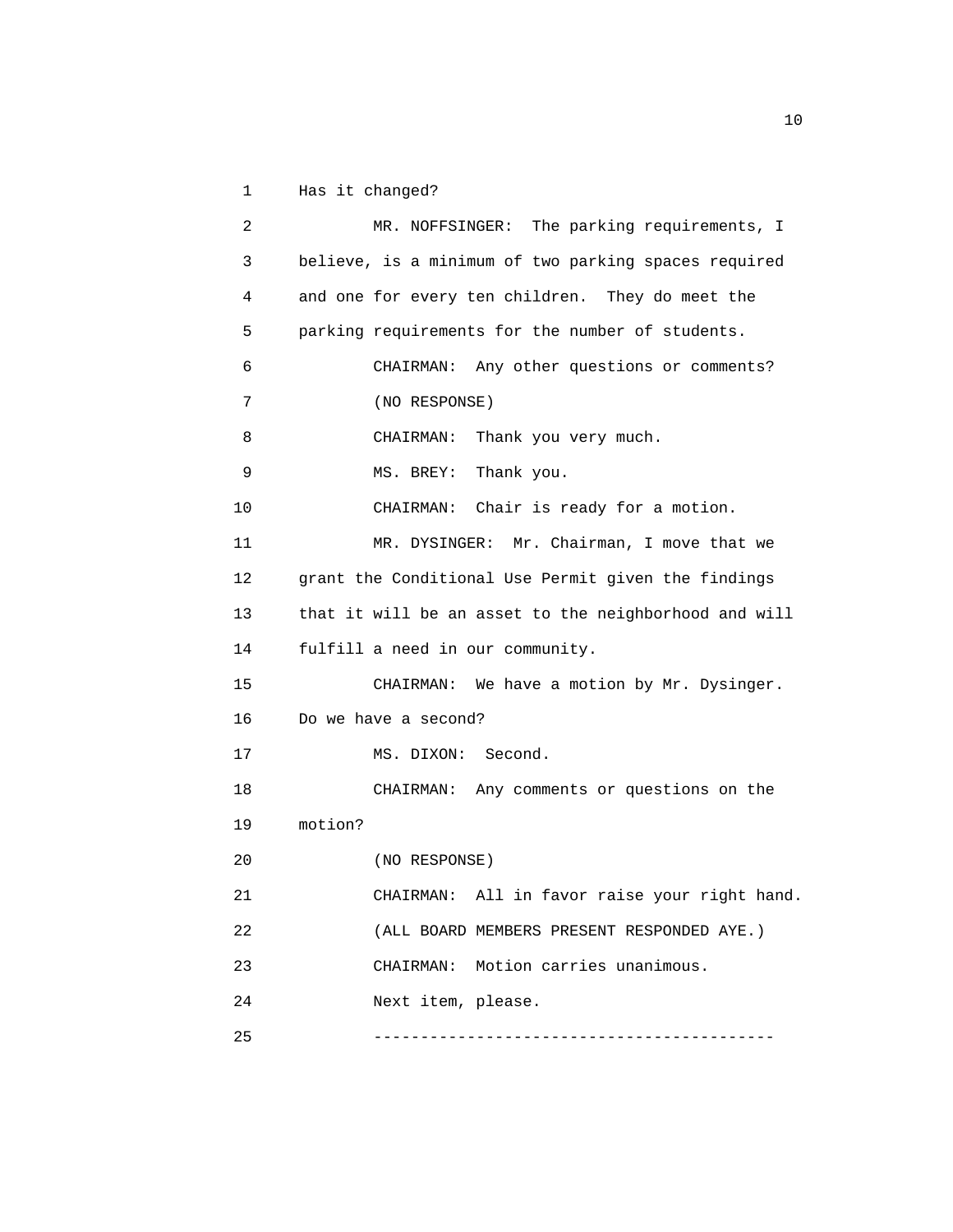Has it changed?

MR. NOFFSINGER: The parking requirements, I believe, is a minimum of two parking spaces required and one for every ten children. They do meet the parking requirements for the number of students.

CHAIRMAN: Any other questions or comments?

(NO RESPONSE)

CHAIRMAN: Thank you very much.

MS. BREY: Thank you.

CHAIRMAN: Chair is ready for a motion.

MR. DYSINGER: Mr. Chairman, I move that we grant the Conditional Use Permit given the findings that it will be an asset to the neighborhood and will fulfill a need in our community.

CHAIRMAN: We have a motion by Mr. Dysinger. Do we have a second?

MS. DIXON: Second.

CHAIRMAN: Any comments or questions on the motion?

(NO RESPONSE)

CHAIRMAN: All in favor raise your right hand.

(ALL BOARD MEMBERS PRESENT RESPONDED AYE.)

CHAIRMAN: Motion carries unanimous.

Next item, please.

------------------------------------------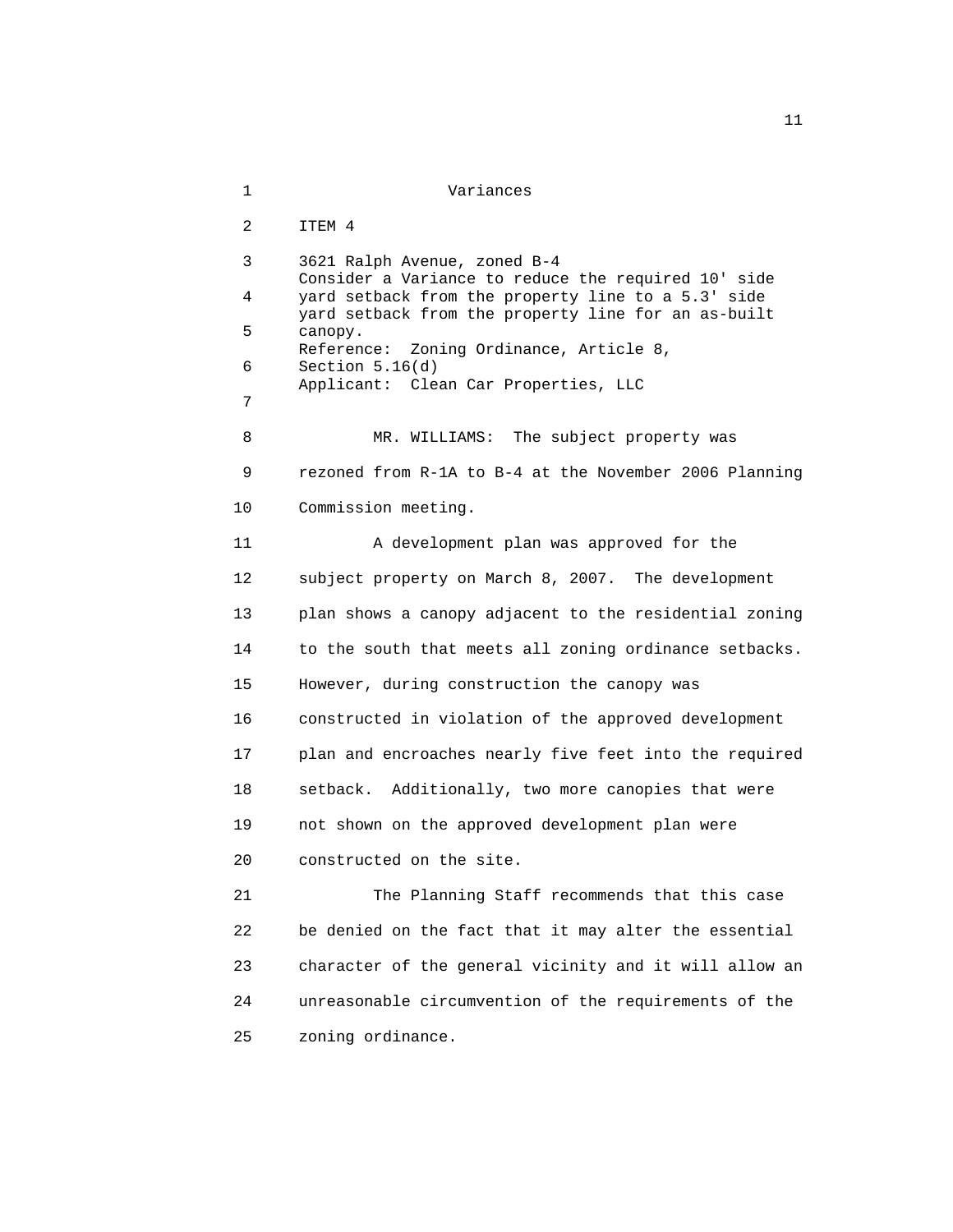Variances

ITEM 4

3621 Ralph Avenue, zoned B-4
Consider a Variance to reduce the required 10' side yard setback from the property line to a 5.3' side yard setback from the property line for an as-built canopy.
Reference: Zoning Ordinance, Article 8, Section 5.16(d)
Applicant: Clean Car Properties, LLC

MR. WILLIAMS: The subject property was rezoned from R-1A to B-4 at the November 2006 Planning Commission meeting.

A development plan was approved for the subject property on March 8, 2007. The development plan shows a canopy adjacent to the residential zoning to the south that meets all zoning ordinance setbacks. However, during construction the canopy was constructed in violation of the approved development plan and encroaches nearly five feet into the required setback. Additionally, two more canopies that were not shown on the approved development plan were constructed on the site.

The Planning Staff recommends that this case be denied on the fact that it may alter the essential character of the general vicinity and it will allow an unreasonable circumvention of the requirements of the zoning ordinance.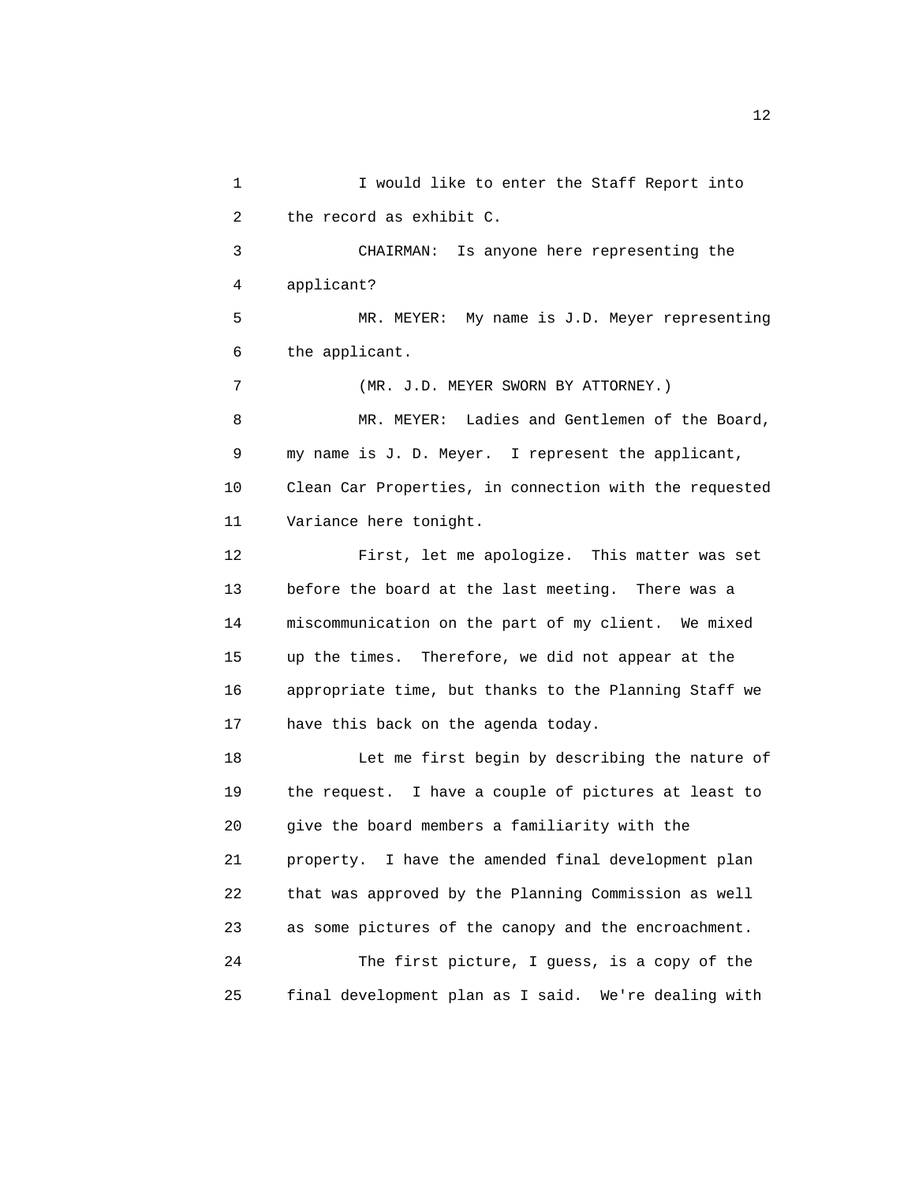I would like to enter the Staff Report into the record as exhibit C.

CHAIRMAN: Is anyone here representing the applicant?

MR. MEYER: My name is J.D. Meyer representing the applicant.

(MR. J.D. MEYER SWORN BY ATTORNEY.)

MR. MEYER: Ladies and Gentlemen of the Board, my name is J. D. Meyer. I represent the applicant, Clean Car Properties, in connection with the requested Variance here tonight.

First, let me apologize. This matter was set before the board at the last meeting. There was a miscommunication on the part of my client. We mixed up the times. Therefore, we did not appear at the appropriate time, but thanks to the Planning Staff we have this back on the agenda today.

Let me first begin by describing the nature of the request. I have a couple of pictures at least to give the board members a familiarity with the property. I have the amended final development plan that was approved by the Planning Commission as well as some pictures of the canopy and the encroachment.

The first picture, I guess, is a copy of the final development plan as I said. We're dealing with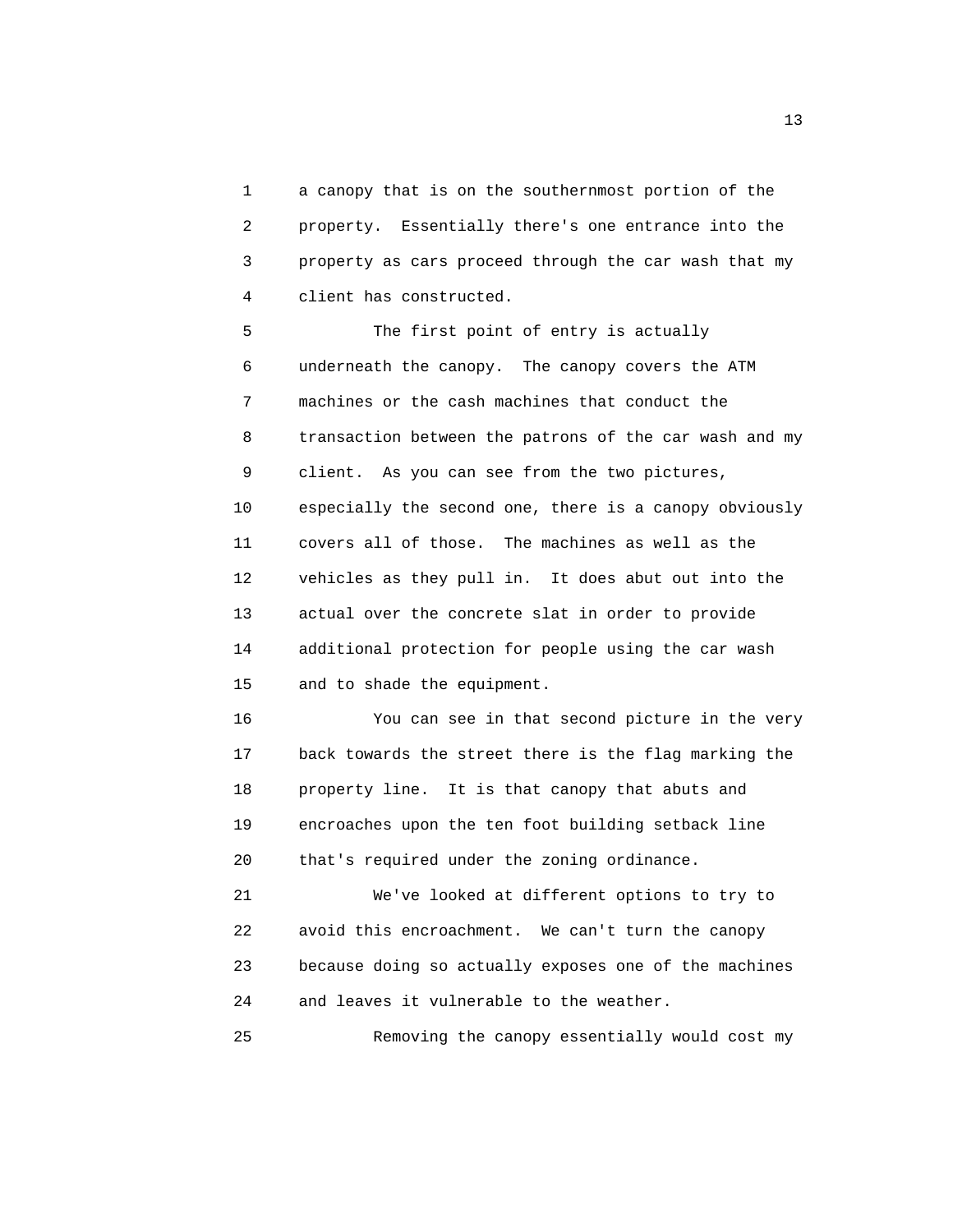a canopy that is on the southernmost portion of the property. Essentially there's one entrance into the property as cars proceed through the car wash that my client has constructed.

The first point of entry is actually underneath the canopy. The canopy covers the ATM machines or the cash machines that conduct the transaction between the patrons of the car wash and my client. As you can see from the two pictures, especially the second one, there is a canopy obviously covers all of those. The machines as well as the vehicles as they pull in. It does abut out into the actual over the concrete slat in order to provide additional protection for people using the car wash and to shade the equipment.

You can see in that second picture in the very back towards the street there is the flag marking the property line. It is that canopy that abuts and encroaches upon the ten foot building setback line that's required under the zoning ordinance.

We've looked at different options to try to avoid this encroachment. We can't turn the canopy because doing so actually exposes one of the machines and leaves it vulnerable to the weather.

Removing the canopy essentially would cost my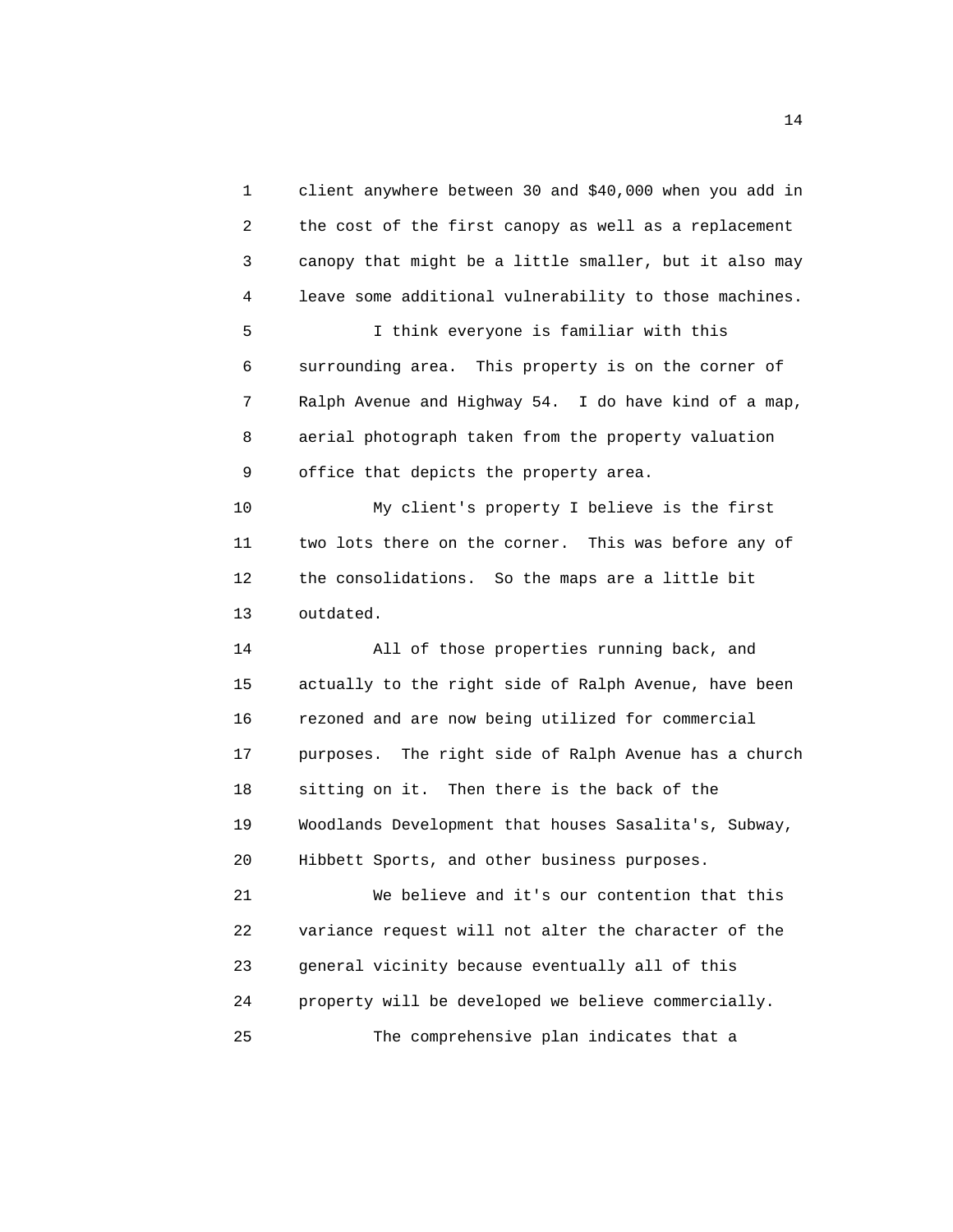client anywhere between 30 and $40,000 when you add in the cost of the first canopy as well as a replacement canopy that might be a little smaller, but it also may leave some additional vulnerability to those machines.

I think everyone is familiar with this surrounding area. This property is on the corner of Ralph Avenue and Highway 54. I do have kind of a map, aerial photograph taken from the property valuation office that depicts the property area.

My client's property I believe is the first two lots there on the corner. This was before any of the consolidations. So the maps are a little bit outdated.

All of those properties running back, and actually to the right side of Ralph Avenue, have been rezoned and are now being utilized for commercial purposes. The right side of Ralph Avenue has a church sitting on it. Then there is the back of the Woodlands Development that houses Sasalita's, Subway, Hibbett Sports, and other business purposes.

We believe and it's our contention that this variance request will not alter the character of the general vicinity because eventually all of this property will be developed we believe commercially.

The comprehensive plan indicates that a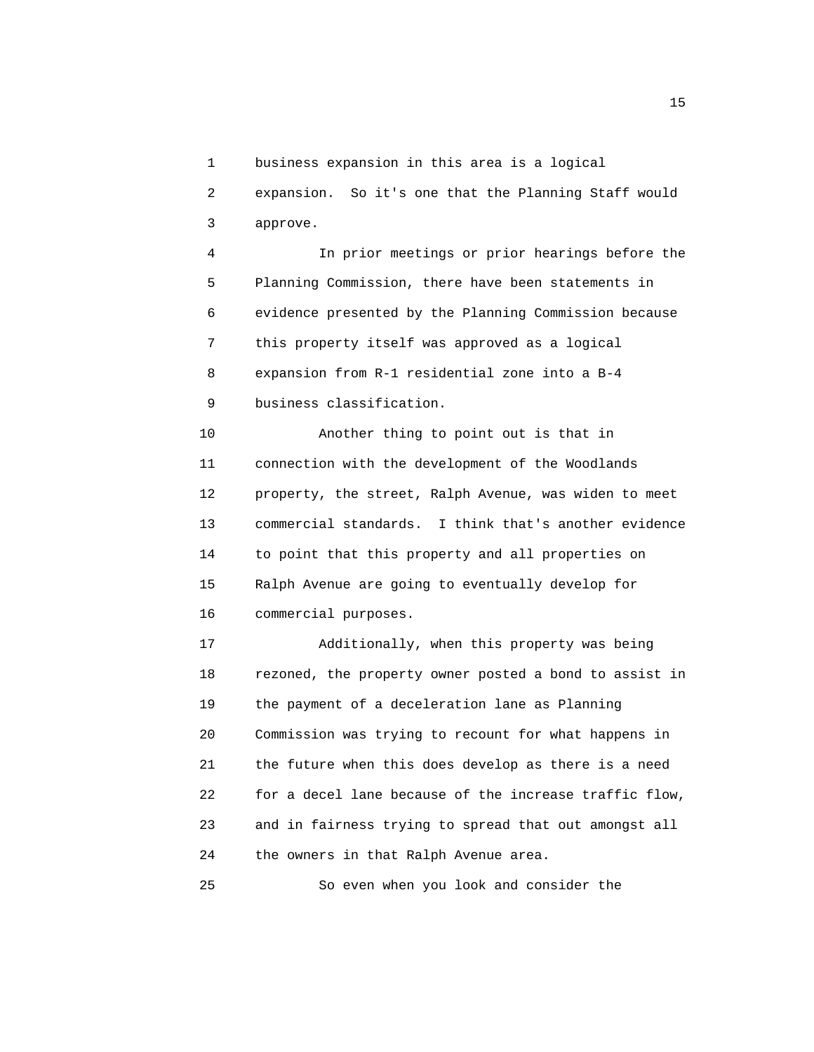business expansion in this area is a logical expansion. So it's one that the Planning Staff would approve.

In prior meetings or prior hearings before the Planning Commission, there have been statements in evidence presented by the Planning Commission because this property itself was approved as a logical expansion from R-1 residential zone into a B-4 business classification.

Another thing to point out is that in connection with the development of the Woodlands property, the street, Ralph Avenue, was widen to meet commercial standards. I think that's another evidence to point that this property and all properties on Ralph Avenue are going to eventually develop for commercial purposes.

Additionally, when this property was being rezoned, the property owner posted a bond to assist in the payment of a deceleration lane as Planning Commission was trying to recount for what happens in the future when this does develop as there is a need for a decel lane because of the increase traffic flow, and in fairness trying to spread that out amongst all the owners in that Ralph Avenue area.

So even when you look and consider the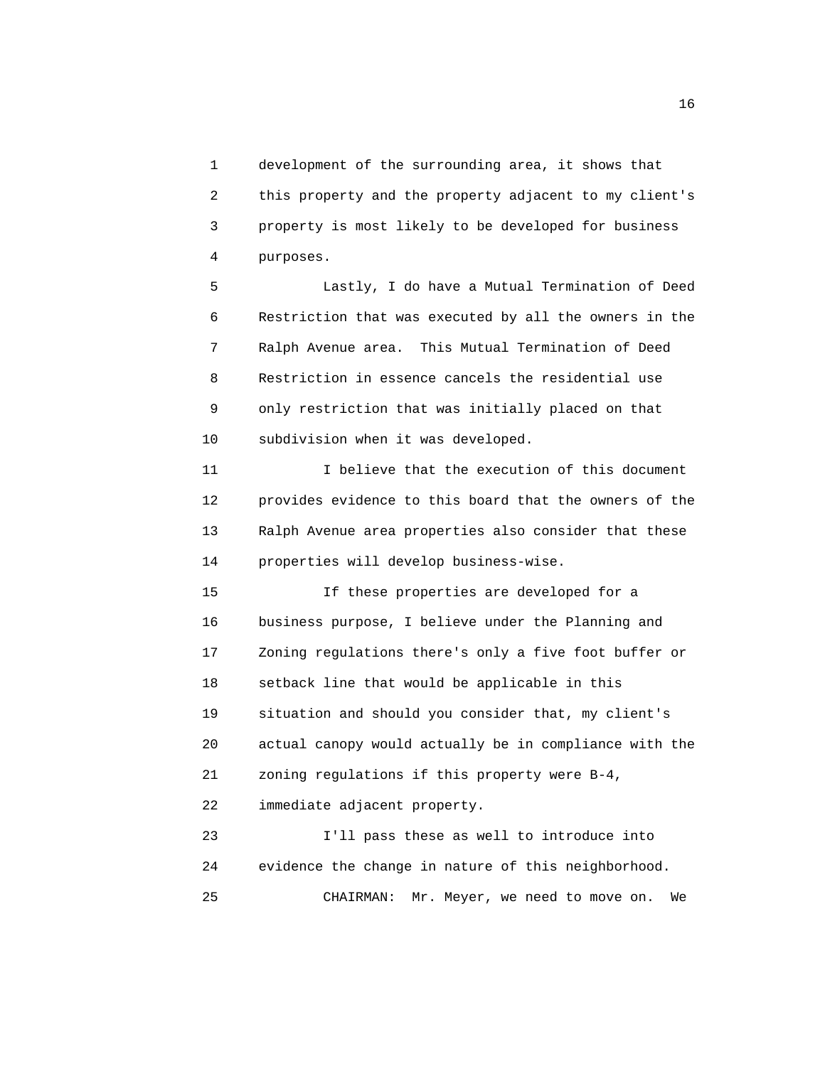development of the surrounding area, it shows that this property and the property adjacent to my client's property is most likely to be developed for business purposes.

Lastly, I do have a Mutual Termination of Deed Restriction that was executed by all the owners in the Ralph Avenue area. This Mutual Termination of Deed Restriction in essence cancels the residential use only restriction that was initially placed on that subdivision when it was developed.

I believe that the execution of this document provides evidence to this board that the owners of the Ralph Avenue area properties also consider that these properties will develop business-wise.

If these properties are developed for a business purpose, I believe under the Planning and Zoning regulations there's only a five foot buffer or setback line that would be applicable in this situation and should you consider that, my client's actual canopy would actually be in compliance with the zoning regulations if this property were B-4, immediate adjacent property.

I'll pass these as well to introduce into evidence the change in nature of this neighborhood.

CHAIRMAN: Mr. Meyer, we need to move on. We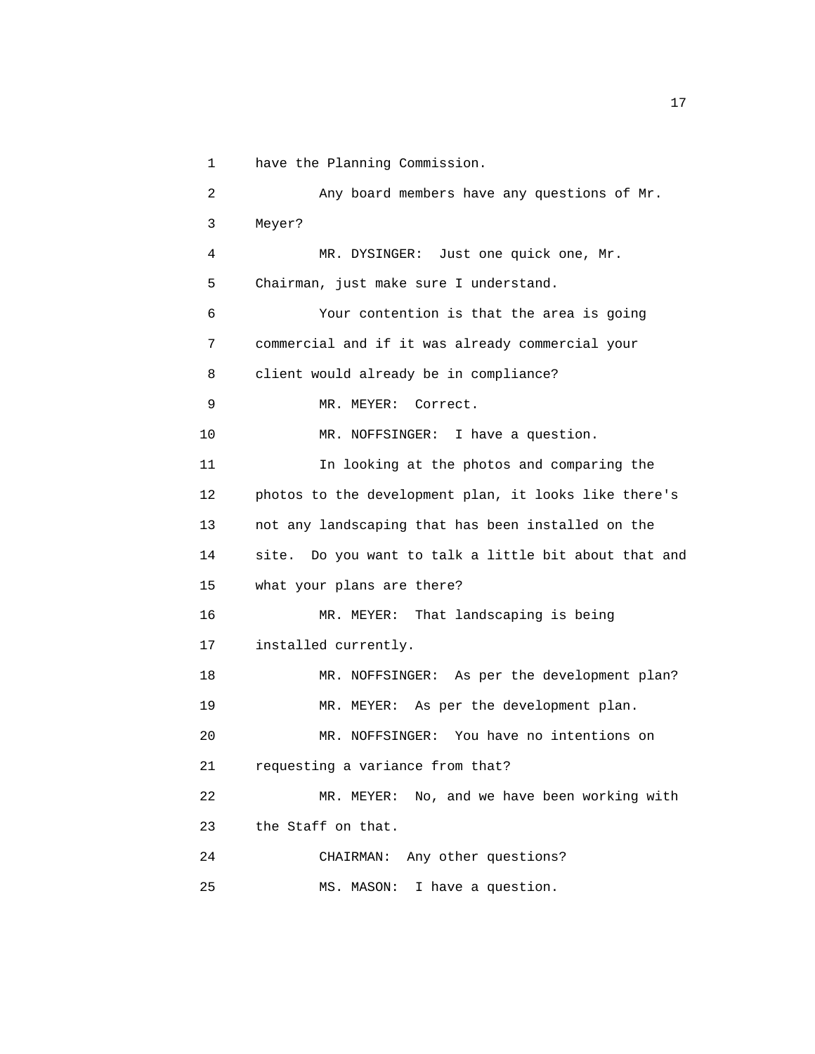have the Planning Commission.

Any board members have any questions of Mr. Meyer?

MR. DYSINGER: Just one quick one, Mr. Chairman, just make sure I understand.

Your contention is that the area is going commercial and if it was already commercial your client would already be in compliance?

MR. MEYER: Correct.

MR. NOFFSINGER: I have a question.

In looking at the photos and comparing the photos to the development plan, it looks like there's not any landscaping that has been installed on the site. Do you want to talk a little bit about that and what your plans are there?

MR. MEYER: That landscaping is being installed currently.

MR. NOFFSINGER: As per the development plan?

MR. MEYER: As per the development plan.

MR. NOFFSINGER: You have no intentions on requesting a variance from that?

MR. MEYER: No, and we have been working with the Staff on that.

CHAIRMAN: Any other questions?

MS. MASON: I have a question.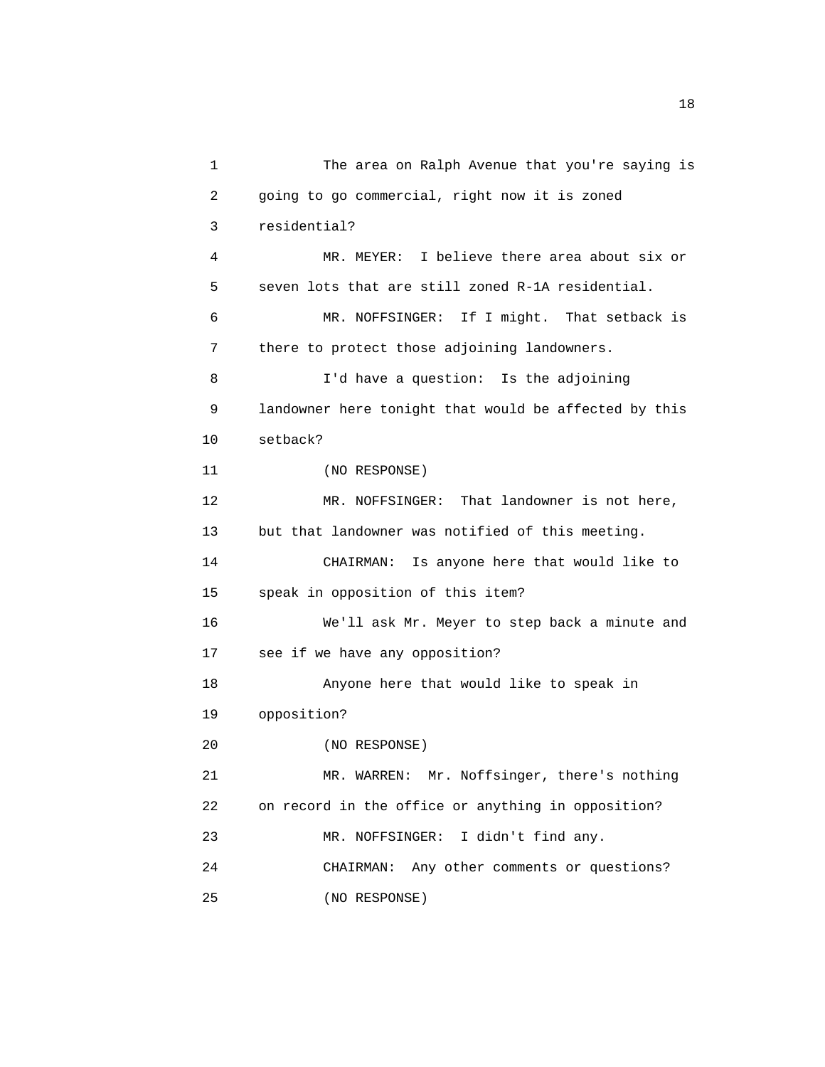The area on Ralph Avenue that you're saying is going to go commercial, right now it is zoned residential?

MR. MEYER: I believe there area about six or seven lots that are still zoned R-1A residential.

MR. NOFFSINGER: If I might. That setback is there to protect those adjoining landowners.

I'd have a question: Is the adjoining landowner here tonight that would be affected by this setback?

(NO RESPONSE)

MR. NOFFSINGER: That landowner is not here, but that landowner was notified of this meeting.

CHAIRMAN: Is anyone here that would like to speak in opposition of this item?

We'll ask Mr. Meyer to step back a minute and see if we have any opposition?

Anyone here that would like to speak in opposition?

(NO RESPONSE)

MR. WARREN: Mr. Noffsinger, there's nothing on record in the office or anything in opposition?

MR. NOFFSINGER: I didn't find any.

CHAIRMAN: Any other comments or questions?

(NO RESPONSE)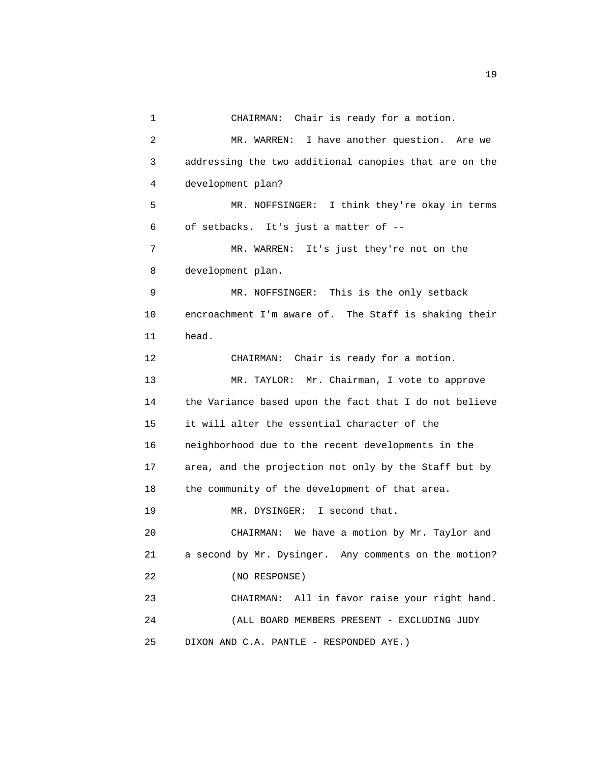CHAIRMAN: Chair is ready for a motion.

MR. WARREN: I have another question. Are we addressing the two additional canopies that are on the development plan?

MR. NOFFSINGER: I think they're okay in terms of setbacks. It's just a matter of --

MR. WARREN: It's just they're not on the development plan.

MR. NOFFSINGER: This is the only setback encroachment I'm aware of. The Staff is shaking their head.

CHAIRMAN: Chair is ready for a motion.

MR. TAYLOR: Mr. Chairman, I vote to approve the Variance based upon the fact that I do not believe it will alter the essential character of the neighborhood due to the recent developments in the area, and the projection not only by the Staff but by the community of the development of that area.

MR. DYSINGER: I second that.

CHAIRMAN: We have a motion by Mr. Taylor and a second by Mr. Dysinger. Any comments on the motion?

(NO RESPONSE)

CHAIRMAN: All in favor raise your right hand.

(ALL BOARD MEMBERS PRESENT - EXCLUDING JUDY DIXON AND C.A. PANTLE - RESPONDED AYE.)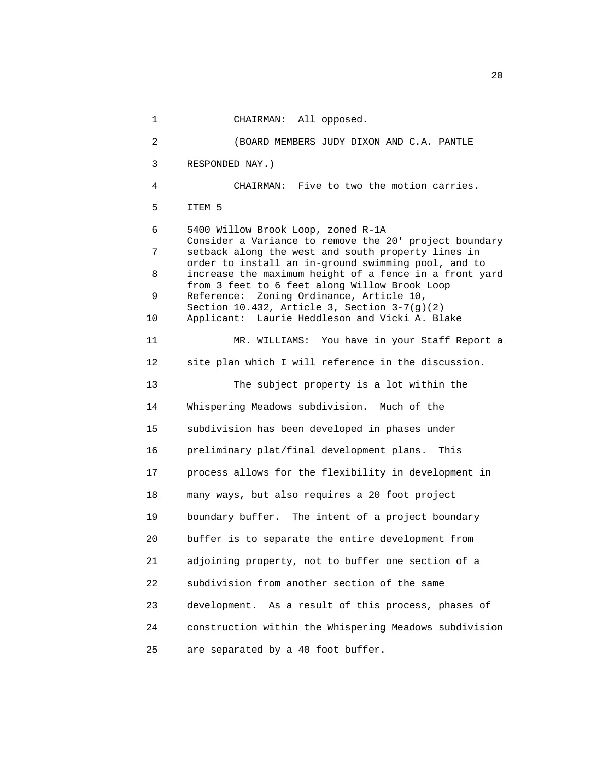CHAIRMAN: All opposed.

(BOARD MEMBERS JUDY DIXON AND C.A. PANTLE RESPONDED NAY.)

CHAIRMAN: Five to two the motion carries.

ITEM 5

5400 Willow Brook Loop, zoned R-1A
Consider a Variance to remove the 20' project boundary setback along the west and south property lines in order to install an in-ground swimming pool, and to increase the maximum height of a fence in a front yard from 3 feet to 6 feet along Willow Brook Loop
Reference: Zoning Ordinance, Article 10, Section 10.432, Article 3, Section 3-7(g)(2)
Applicant: Laurie Heddleson and Vicki A. Blake

MR. WILLIAMS: You have in your Staff Report a site plan which I will reference in the discussion.

The subject property is a lot within the Whispering Meadows subdivision. Much of the subdivision has been developed in phases under preliminary plat/final development plans. This process allows for the flexibility in development in many ways, but also requires a 20 foot project boundary buffer. The intent of a project boundary buffer is to separate the entire development from adjoining property, not to buffer one section of a subdivision from another section of the same development. As a result of this process, phases of construction within the Whispering Meadows subdivision are separated by a 40 foot buffer.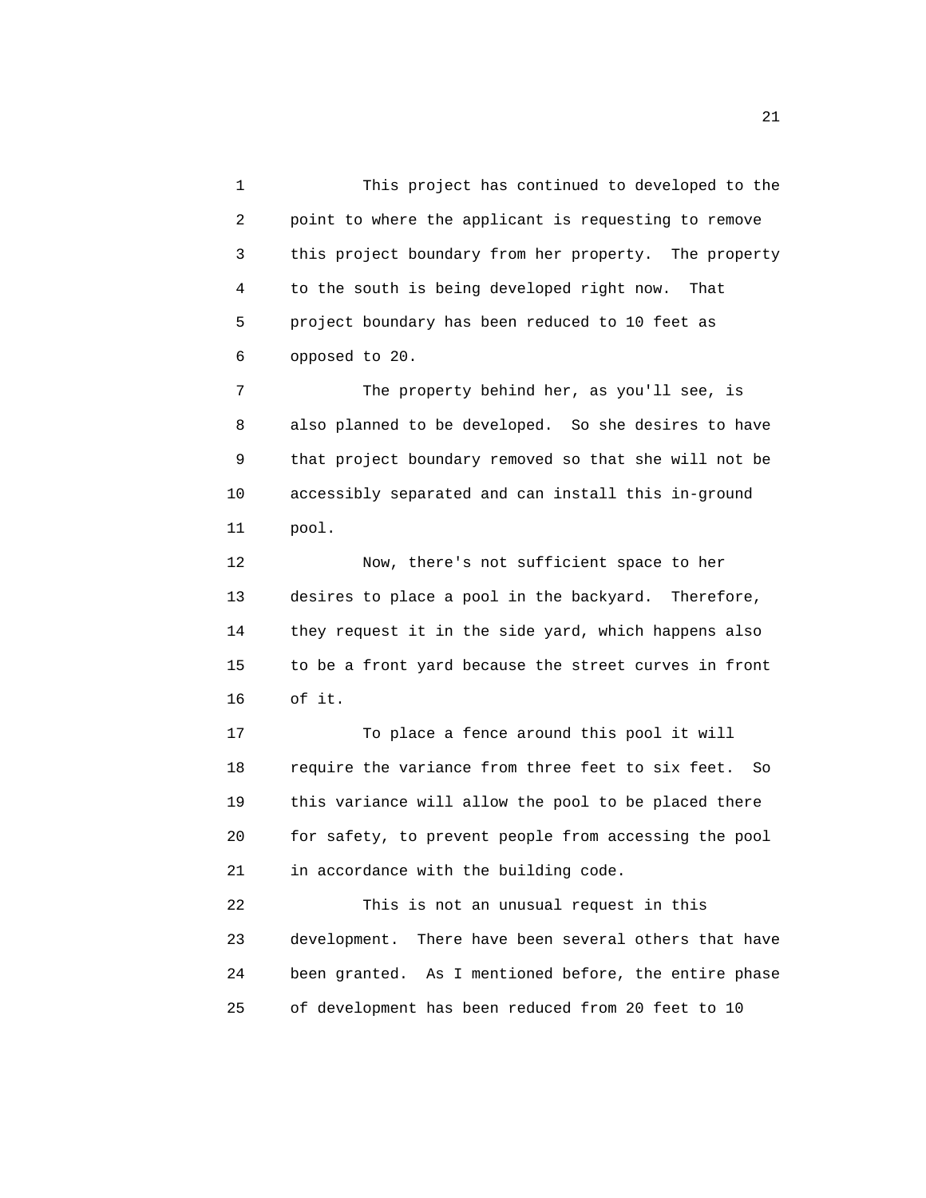This project has continued to developed to the point to where the applicant is requesting to remove this project boundary from her property. The property to the south is being developed right now. That project boundary has been reduced to 10 feet as opposed to 20.

The property behind her, as you'll see, is also planned to be developed. So she desires to have that project boundary removed so that she will not be accessibly separated and can install this in-ground pool.

Now, there's not sufficient space to her desires to place a pool in the backyard. Therefore, they request it in the side yard, which happens also to be a front yard because the street curves in front of it.

To place a fence around this pool it will require the variance from three feet to six feet. So this variance will allow the pool to be placed there for safety, to prevent people from accessing the pool in accordance with the building code.

This is not an unusual request in this development. There have been several others that have been granted. As I mentioned before, the entire phase of development has been reduced from 20 feet to 10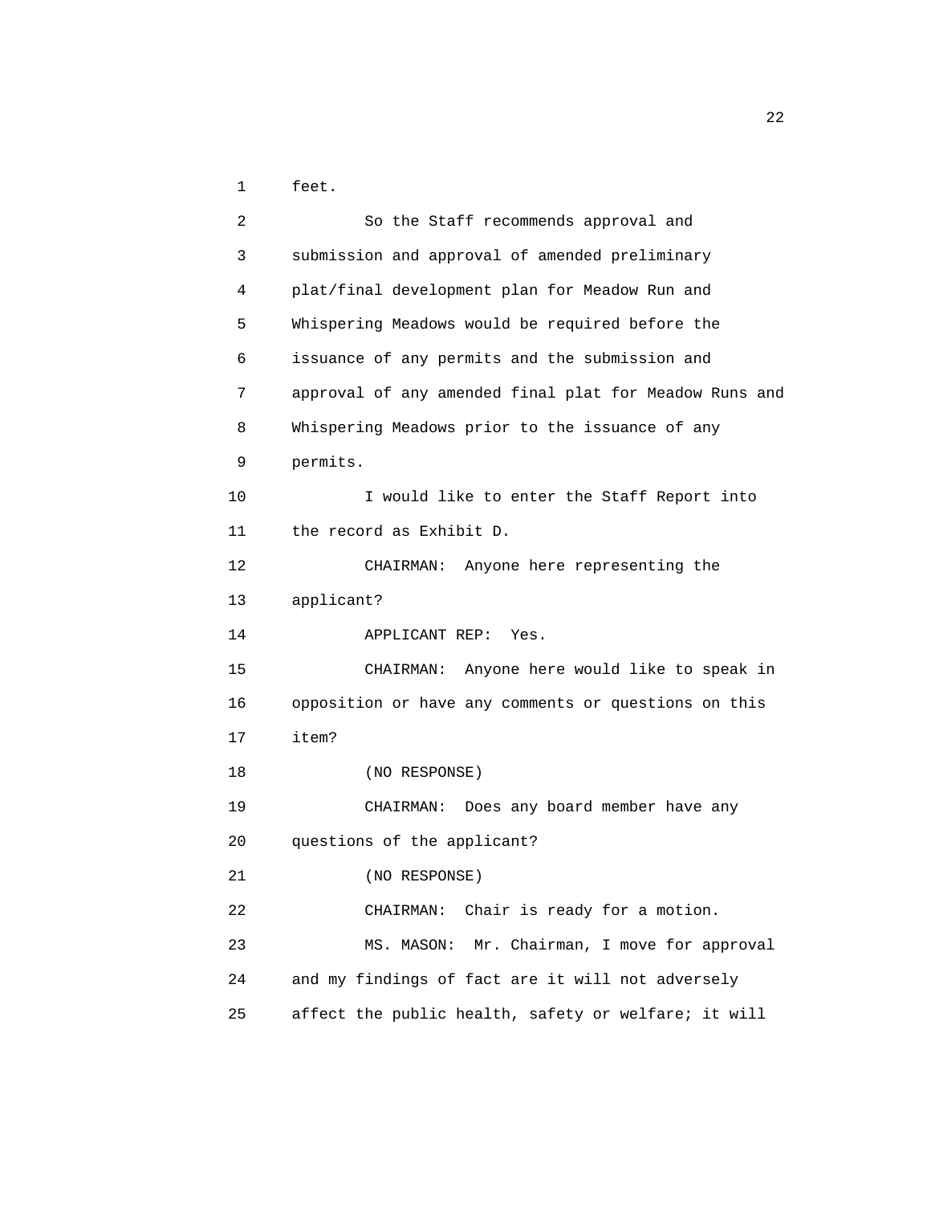feet.

So the Staff recommends approval and submission and approval of amended preliminary plat/final development plan for Meadow Run and Whispering Meadows would be required before the issuance of any permits and the submission and approval of any amended final plat for Meadow Runs and Whispering Meadows prior to the issuance of any permits.

I would like to enter the Staff Report into the record as Exhibit D.

CHAIRMAN: Anyone here representing the applicant?

APPLICANT REP: Yes.

CHAIRMAN: Anyone here would like to speak in opposition or have any comments or questions on this item?

(NO RESPONSE)

CHAIRMAN: Does any board member have any questions of the applicant?

(NO RESPONSE)

CHAIRMAN: Chair is ready for a motion.

MS. MASON: Mr. Chairman, I move for approval and my findings of fact are it will not adversely affect the public health, safety or welfare; it will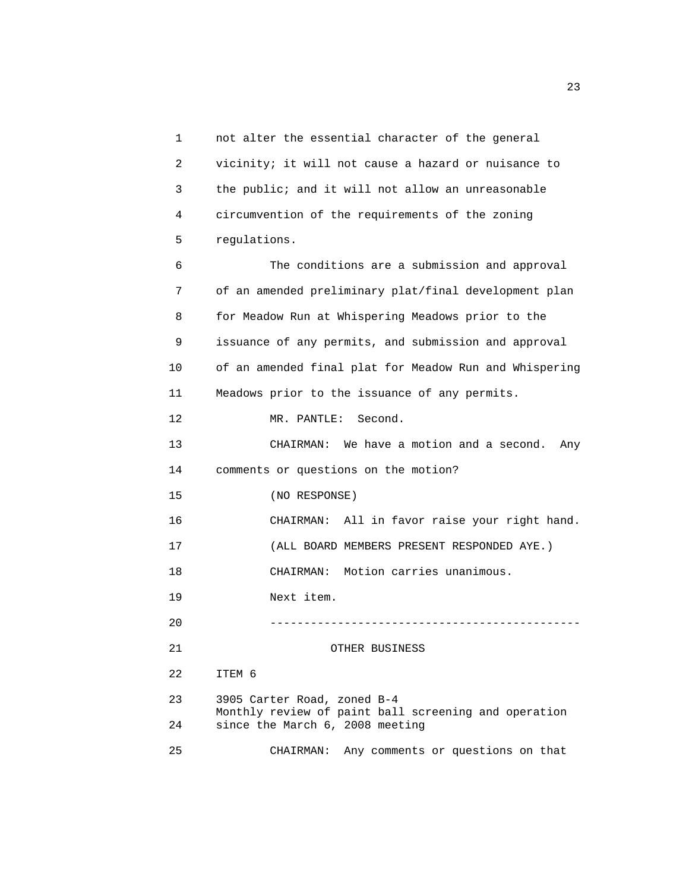1 not alter the essential character of the general
2 vicinity; it will not cause a hazard or nuisance to
3 the public; and it will not allow an unreasonable
4 circumvention of the requirements of the zoning
5 regulations.

6 The conditions are a submission and approval
7 of an amended preliminary plat/final development plan
8 for Meadow Run at Whispering Meadows prior to the
9 issuance of any permits, and submission and approval
10 of an amended final plat for Meadow Run and Whispering
11 Meadows prior to the issuance of any permits.

12 MR. PANTLE: Second.

13 CHAIRMAN: We have a motion and a second. Any
14 comments or questions on the motion?

15 (NO RESPONSE)

16 CHAIRMAN: All in favor raise your right hand.

17 (ALL BOARD MEMBERS PRESENT RESPONDED AYE.)

18 CHAIRMAN: Motion carries unanimous.

19 Next item.

20 ---------------------------------------------

21 OTHER BUSINESS

22 ITEM 6

23 3905 Carter Road, zoned B-4
Monthly review of paint ball screening and operation
24 since the March 6, 2008 meeting

25 CHAIRMAN: Any comments or questions on that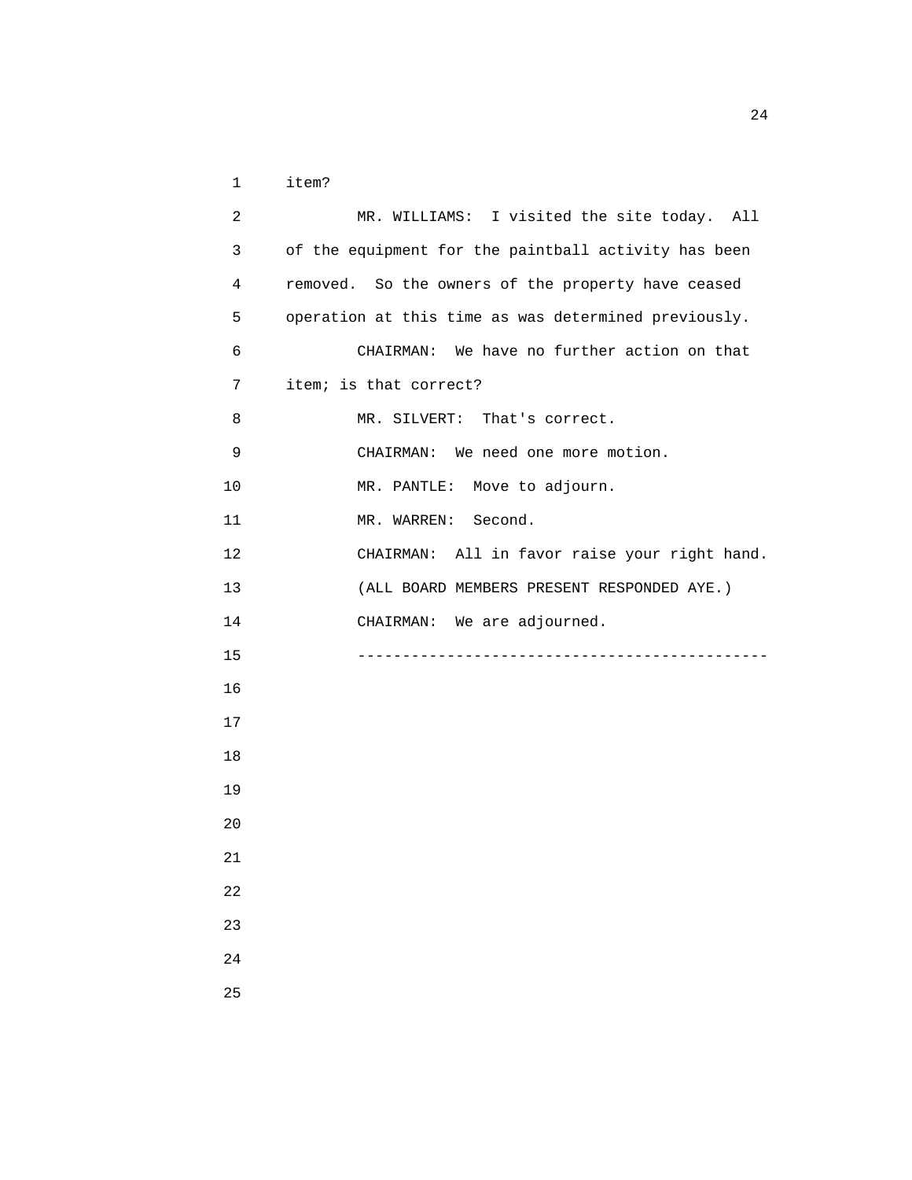item?

MR. WILLIAMS: I visited the site today. All of the equipment for the paintball activity has been removed. So the owners of the property have ceased operation at this time as was determined previously.

CHAIRMAN: We have no further action on that item; is that correct?

MR. SILVERT: That's correct.

CHAIRMAN: We need one more motion.

MR. PANTLE: Move to adjourn.

MR. WARREN: Second.

CHAIRMAN: All in favor raise your right hand.

(ALL BOARD MEMBERS PRESENT RESPONDED AYE.)

CHAIRMAN: We are adjourned.

---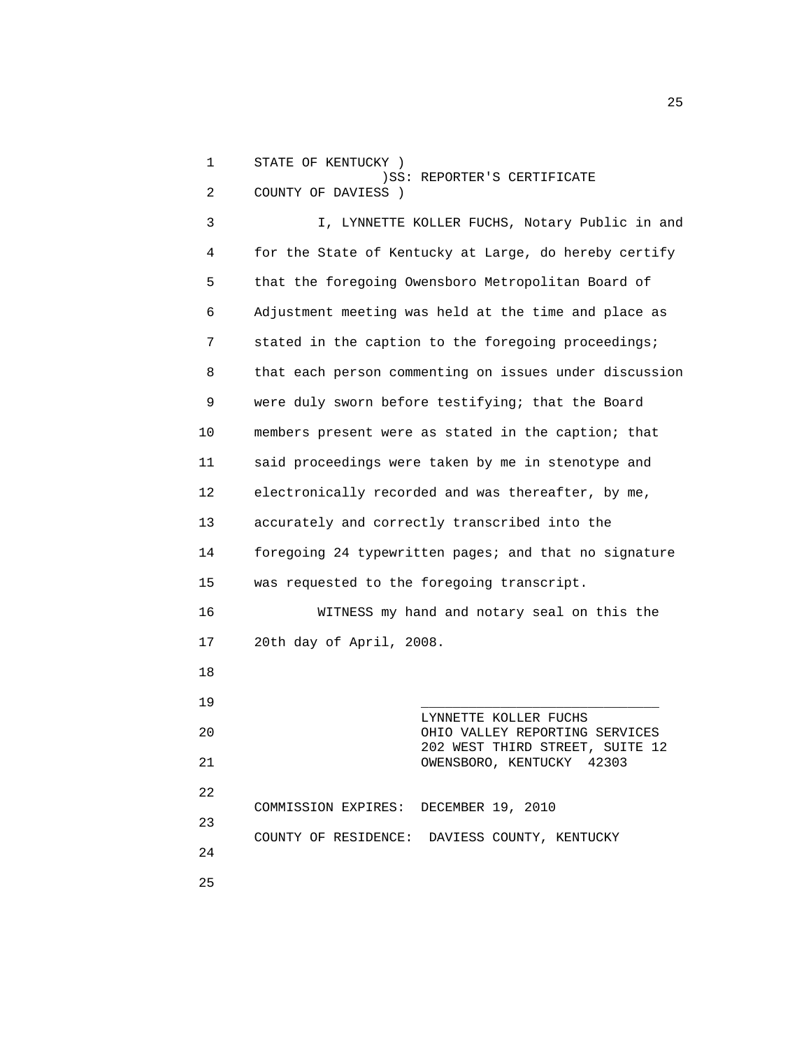STATE OF KENTUCKY )
)SS: REPORTER'S CERTIFICATE
COUNTY OF DAVIESS )

I, LYNNETTE KOLLER FUCHS, Notary Public in and for the State of Kentucky at Large, do hereby certify that the foregoing Owensboro Metropolitan Board of Adjustment meeting was held at the time and place as stated in the caption to the foregoing proceedings; that each person commenting on issues under discussion were duly sworn before testifying; that the Board members present were as stated in the caption; that said proceedings were taken by me in stenotype and electronically recorded and was thereafter, by me, accurately and correctly transcribed into the foregoing 24 typewritten pages; and that no signature was requested to the foregoing transcript.

WITNESS my hand and notary seal on this the 20th day of April, 2008.

______________________________
LYNNETTE KOLLER FUCHS
OHIO VALLEY REPORTING SERVICES
202 WEST THIRD STREET, SUITE 12
OWENSBORO, KENTUCKY 42303

COMMISSION EXPIRES: DECEMBER 19, 2010

COUNTY OF RESIDENCE: DAVIESS COUNTY, KENTUCKY